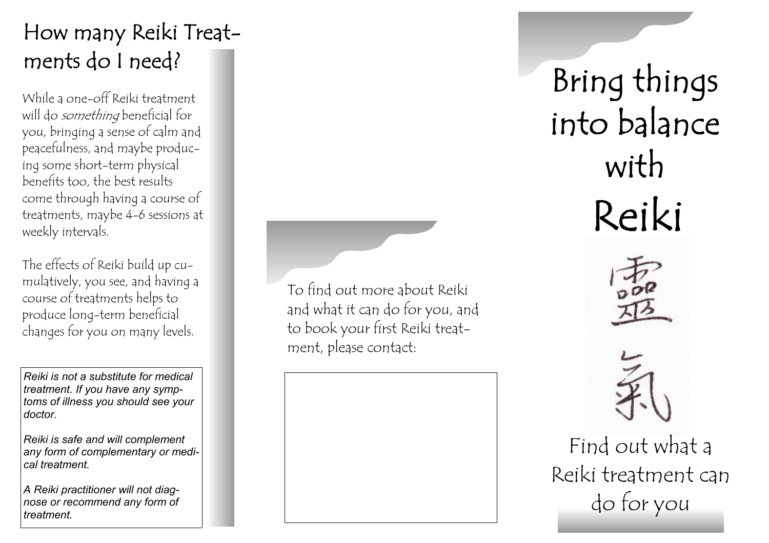## How many Reiki Treatments do I need?

While a one-off Reiki treatment will do *something* beneficial for you, bringing a sense of calm and peacefulness, and maybe producing some short-term physical benefits too, the best results come through having a course of treatments, maybe 4-6 sessions at weekly intervals.

The effects of Reiki build up cumulatively, you see, and having a course of treatments helps to produce long-term beneficial changes for you on many levels.

> *Reiki is not a substitute for medical treatment. If you have any symptoms of illness you should see your doctor.*
>
> *Reiki is safe and will complement any form of complementary or medical treatment.*
>
> *A Reiki practitioner will not diagnose or recommend any form of treatment.*

To find out more about Reiki and what it can do for you, and to book your first Reiki treatment, please contact:

# Bring things into balance with Reiki

靈

氣

Find out what a Reiki treatment can do for you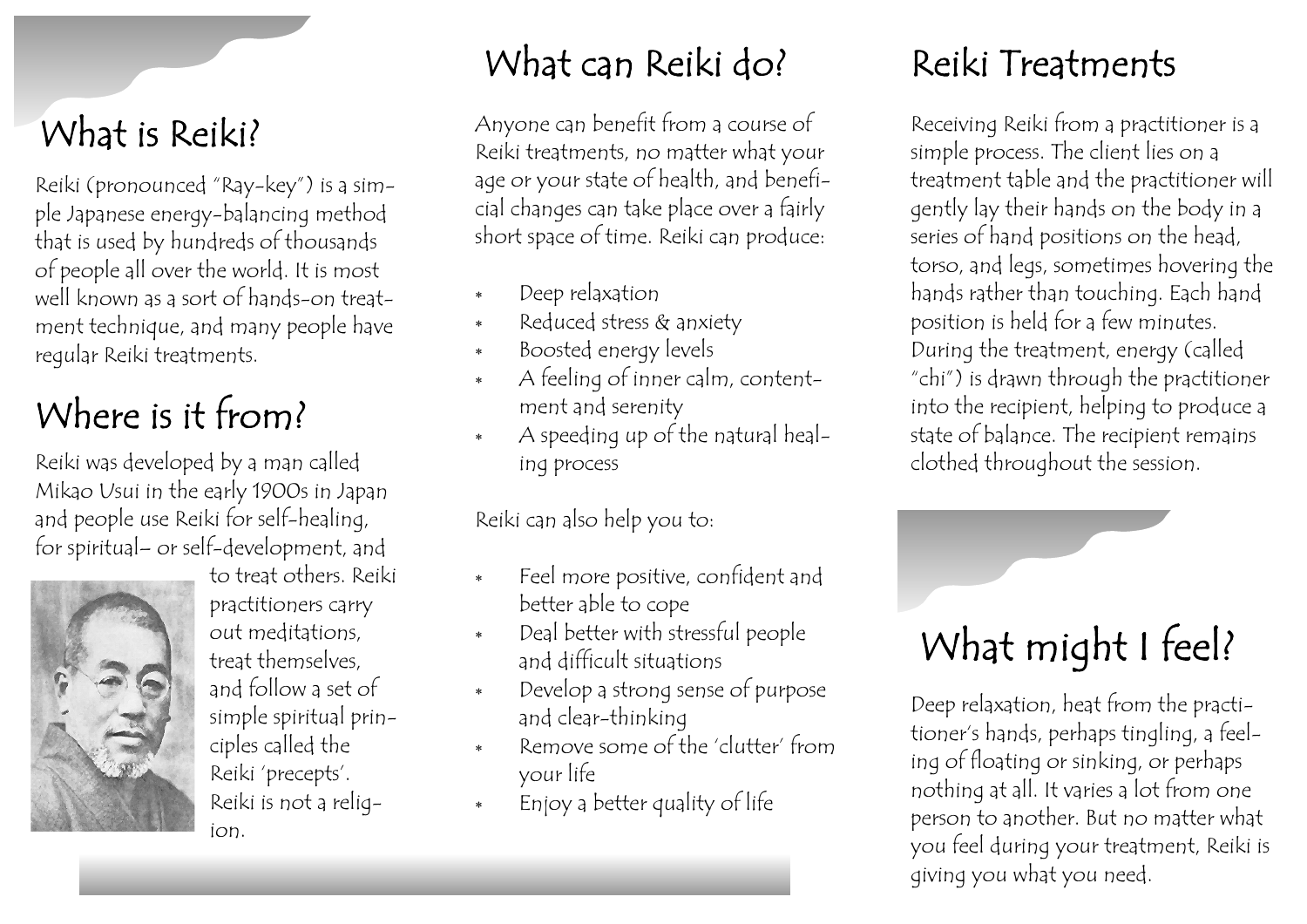## What is Reiki?

Reiki (pronounced "Ray-key") is a simple Japanese energy-balancing method that is used by hundreds of thousands of people all over the world. It is most well known as a sort of hands-on treatment technique, and many people have regular Reiki treatments.

## Where is it from?

Reiki was developed by a man called Mikao Usui in the early 1900s in Japan and people use Reiki for self-healing, for spiritual- or self-development, and to treat others. Reiki practitioners carry out meditations, treat themselves, and follow a set of simple spiritual principles called the Reiki 'precepts'. Reiki is not a religion.

## What can Reiki do?

Anyone can benefit from a course of Reiki treatments, no matter what your age or your state of health, and beneficial changes can take place over a fairly short space of time. Reiki can produce:

* Deep relaxation
* Reduced stress & anxiety
* Boosted energy levels
* A feeling of inner calm, contentment and serenity
* A speeding up of the natural healing process

Reiki can also help you to:

* Feel more positive, confident and better able to cope
* Deal better with stressful people and difficult situations
* Develop a strong sense of purpose and clear-thinking
* Remove some of the 'clutter' from your life
* Enjoy a better quality of life

## Reiki Treatments

Receiving Reiki from a practitioner is a simple process. The client lies on a treatment table and the practitioner will gently lay their hands on the body in a series of hand positions on the head, torso, and legs, sometimes hovering the hands rather than touching. Each hand position is held for a few minutes. During the treatment, energy (called "chi") is drawn through the practitioner into the recipient, helping to produce a state of balance. The recipient remains clothed throughout the session.

## What might I feel?

Deep relaxation, heat from the practitioner's hands, perhaps tingling, a feeling of floating or sinking, or perhaps nothing at all. It varies a lot from one person to another. But no matter what you feel during your treatment, Reiki is giving you what you need.